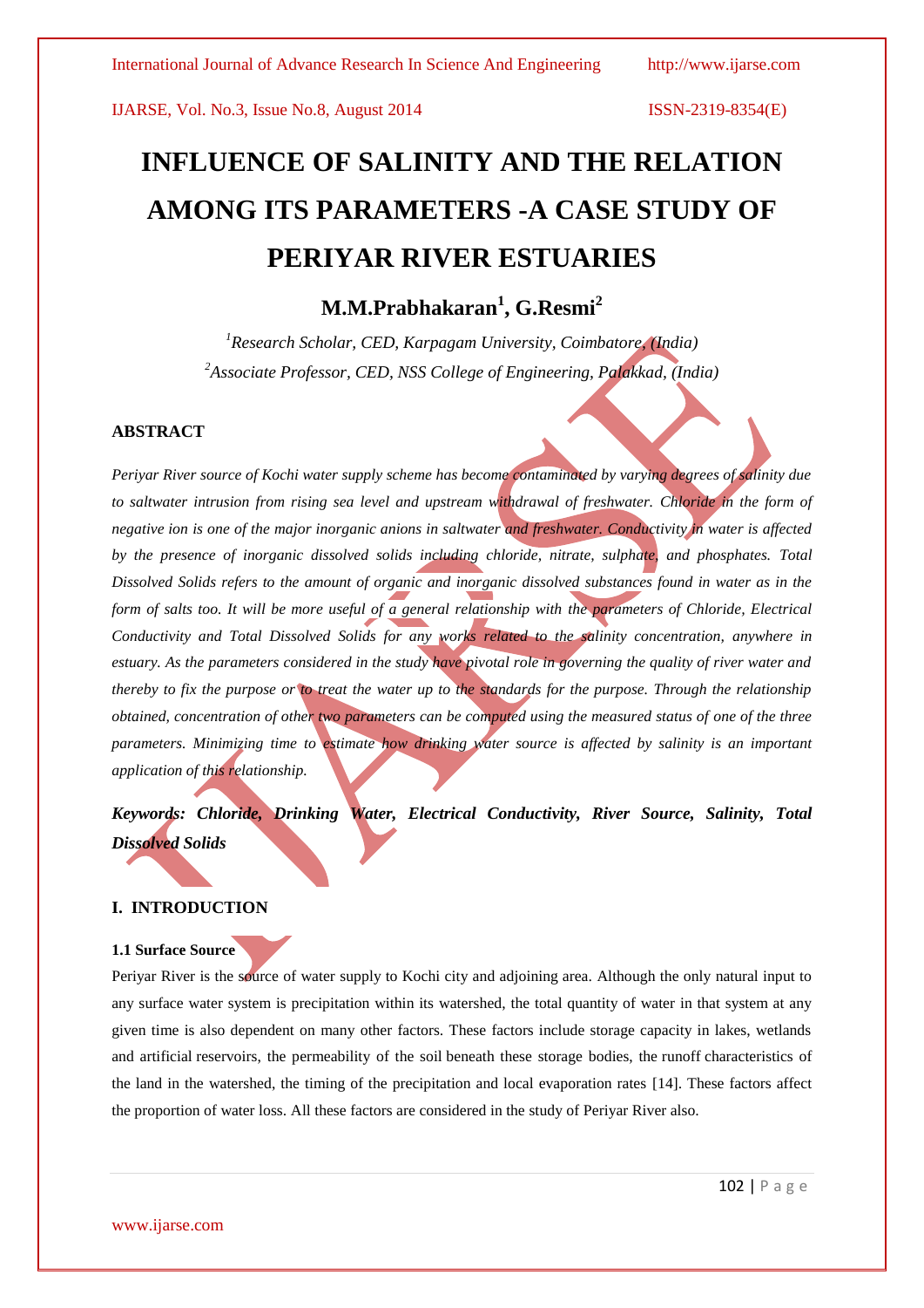# INFLUENCE OF SALINITY AND THE RELATION AMONG ITS PARAMETERS -A CASE STUDY OF PERIYAR RIVER ESTUARIES

## M.M.Prabhakaran[1], G.Resmi[2]

*[1]Research Scholar, CED, Karpagam University, Coimbatore, (India)*
*[2]Associate Professor, CED, NSS College of Engineering, Palakkad, (India)*

### ABSTRACT

*Periyar River source of Kochi water supply scheme has become contaminated by varying degrees of salinity due to saltwater intrusion from rising sea level and upstream withdrawal of freshwater. Chloride in the form of negative ion is one of the major inorganic anions in saltwater and freshwater. Conductivity in water is affected by the presence of inorganic dissolved solids including chloride, nitrate, sulphate, and phosphates. Total Dissolved Solids refers to the amount of organic and inorganic dissolved substances found in water as in the form of salts too. It will be more useful of a general relationship with the parameters of Chloride, Electrical Conductivity and Total Dissolved Solids for any works related to the salinity concentration, anywhere in estuary. As the parameters considered in the study have pivotal role in governing the quality of river water and thereby to fix the purpose or to treat the water up to the standards for the purpose. Through the relationship obtained, concentration of other two parameters can be computed using the measured status of one of the three parameters. Minimizing time to estimate how drinking water source is affected by salinity is an important application of this relationship.*

***Keywords: Chloride, Drinking Water, Electrical Conductivity, River Source, Salinity, Total Dissolved Solids***

### I. INTRODUCTION

#### 1.1 Surface Source

Periyar River is the source of water supply to Kochi city and adjoining area. Although the only natural input to any surface water system is precipitation within its watershed, the total quantity of water in that system at any given time is also dependent on many other factors. These factors include storage capacity in lakes, wetlands and artificial reservoirs, the permeability of the soil beneath these storage bodies, the runoff characteristics of the land in the watershed, the timing of the precipitation and local evaporation rates [14]. These factors affect the proportion of water loss. All these factors are considered in the study of Periyar River also.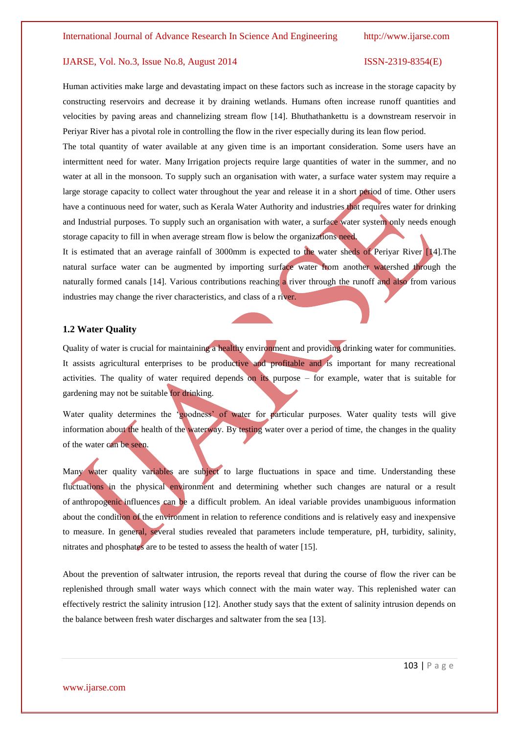Human activities make large and devastating impact on these factors such as increase in the storage capacity by constructing reservoirs and decrease it by draining wetlands. Humans often increase runoff quantities and velocities by paving areas and channelizing stream flow [14]. Bhuthathankettu is a downstream reservoir in Periyar River has a pivotal role in controlling the flow in the river especially during its lean flow period.

The total quantity of water available at any given time is an important consideration. Some users have an intermittent need for water. Many Irrigation projects require large quantities of water in the summer, and no water at all in the monsoon. To supply such an organisation with water, a surface water system may require a large storage capacity to collect water throughout the year and release it in a short period of time. Other users have a continuous need for water, such as Kerala Water Authority and industries that requires water for drinking and Industrial purposes. To supply such an organisation with water, a surface water system only needs enough storage capacity to fill in when average stream flow is below the organizations need.

It is estimated that an average rainfall of 3000mm is expected to the water sheds of Periyar River [14].The natural surface water can be augmented by importing surface water from another watershed through the naturally formed canals [14]. Various contributions reaching a river through the runoff and also from various industries may change the river characteristics, and class of a river.

### 1.2 Water Quality

Quality of water is crucial for maintaining a healthy environment and providing drinking water for communities. It assists agricultural enterprises to be productive and profitable and is important for many recreational activities. The quality of water required depends on its purpose – for example, water that is suitable for gardening may not be suitable for drinking.

Water quality determines the 'goodness' of water for particular purposes. Water quality tests will give information about the health of the waterway. By testing water over a period of time, the changes in the quality of the water can be seen.

Many water quality variables are subject to large fluctuations in space and time. Understanding these fluctuations in the physical environment and determining whether such changes are natural or a result of anthropogenic influences can be a difficult problem. An ideal variable provides unambiguous information about the condition of the environment in relation to reference conditions and is relatively easy and inexpensive to measure. In general, several studies revealed that parameters include temperature, pH, turbidity, salinity, nitrates and phosphates are to be tested to assess the health of water [15].

About the prevention of saltwater intrusion, the reports reveal that during the course of flow the river can be replenished through small water ways which connect with the main water way. This replenished water can effectively restrict the salinity intrusion [12]. Another study says that the extent of salinity intrusion depends on the balance between fresh water discharges and saltwater from the sea [13].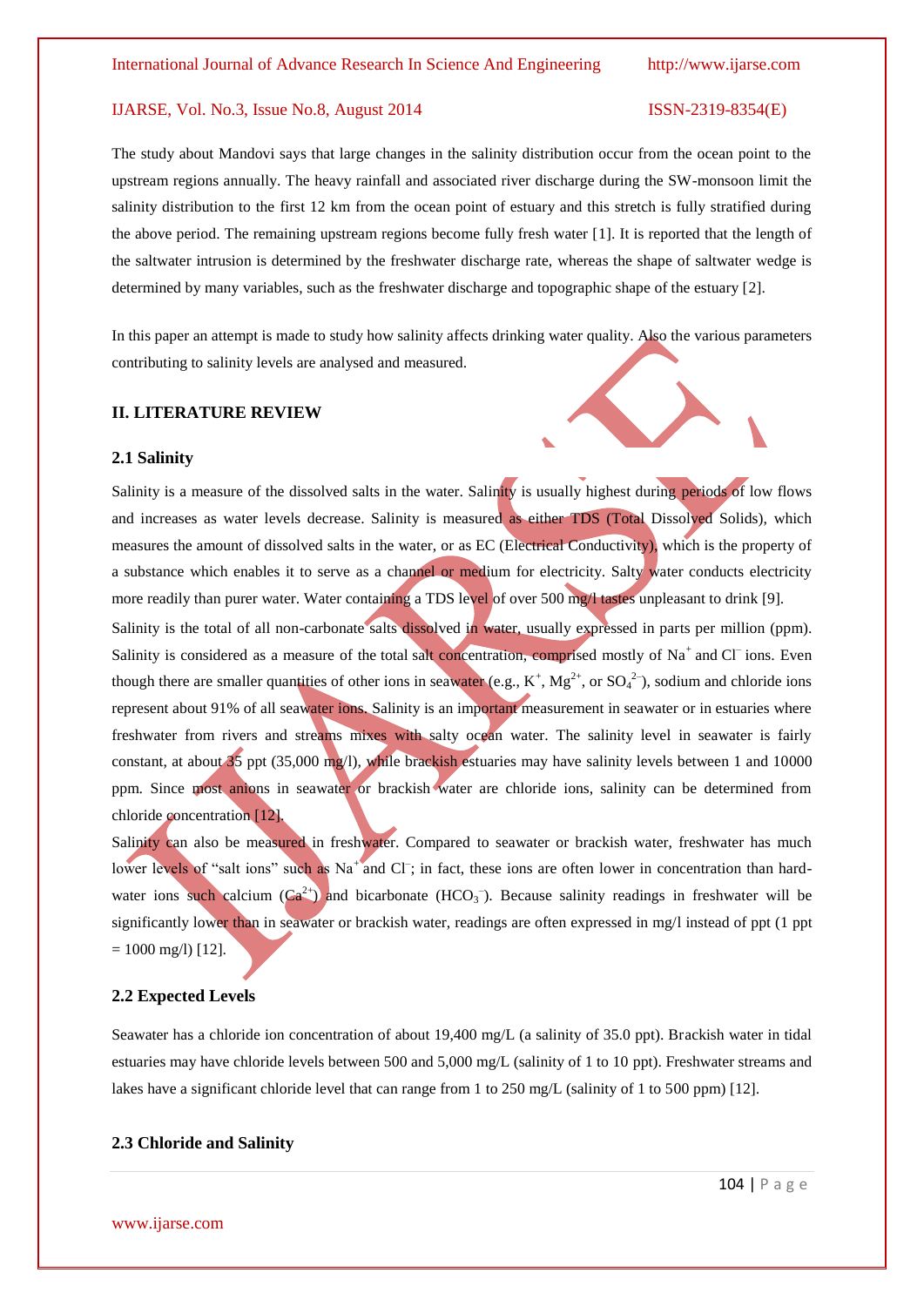The study about Mandovi says that large changes in the salinity distribution occur from the ocean point to the upstream regions annually. The heavy rainfall and associated river discharge during the SW-monsoon limit the salinity distribution to the first 12 km from the ocean point of estuary and this stretch is fully stratified during the above period. The remaining upstream regions become fully fresh water [1]. It is reported that the length of the saltwater intrusion is determined by the freshwater discharge rate, whereas the shape of saltwater wedge is determined by many variables, such as the freshwater discharge and topographic shape of the estuary [2].

In this paper an attempt is made to study how salinity affects drinking water quality. Also the various parameters contributing to salinity levels are analysed and measured.

## II. LITERATURE REVIEW

### 2.1 Salinity

Salinity is a measure of the dissolved salts in the water. Salinity is usually highest during periods of low flows and increases as water levels decrease. Salinity is measured as either TDS (Total Dissolved Solids), which measures the amount of dissolved salts in the water, or as EC (Electrical Conductivity), which is the property of a substance which enables it to serve as a channel or medium for electricity. Salty water conducts electricity more readily than purer water. Water containing a TDS level of over 500 mg/l tastes unpleasant to drink [9].

Salinity is the total of all non-carbonate salts dissolved in water, usually expressed in parts per million (ppm). Salinity is considered as a measure of the total salt concentration, comprised mostly of $Na^+$ and $Cl^-$ ions. Even though there are smaller quantities of other ions in seawater (e.g., $K^+$, $Mg^{2+}$, or $SO_4^{2-}$), sodium and chloride ions represent about 91% of all seawater ions. Salinity is an important measurement in seawater or in estuaries where freshwater from rivers and streams mixes with salty ocean water. The salinity level in seawater is fairly constant, at about 35 ppt (35,000 mg/l), while brackish estuaries may have salinity levels between 1 and 10000 ppm. Since most anions in seawater or brackish water are chloride ions, salinity can be determined from chloride concentration [12].

Salinity can also be measured in freshwater. Compared to seawater or brackish water, freshwater has much lower levels of "salt ions" such as $Na^+$ and $Cl^-$; in fact, these ions are often lower in concentration than hard-water ions such calcium ($Ca^{2+}$) and bicarbonate ($HCO_3^-$). Because salinity readings in freshwater will be significantly lower than in seawater or brackish water, readings are often expressed in mg/l instead of ppt (1 ppt = 1000 mg/l) [12].

### 2.2 Expected Levels

Seawater has a chloride ion concentration of about 19,400 mg/L (a salinity of 35.0 ppt). Brackish water in tidal estuaries may have chloride levels between 500 and 5,000 mg/L (salinity of 1 to 10 ppt). Freshwater streams and lakes have a significant chloride level that can range from 1 to 250 mg/L (salinity of 1 to 500 ppm) [12].

### 2.3 Chloride and Salinity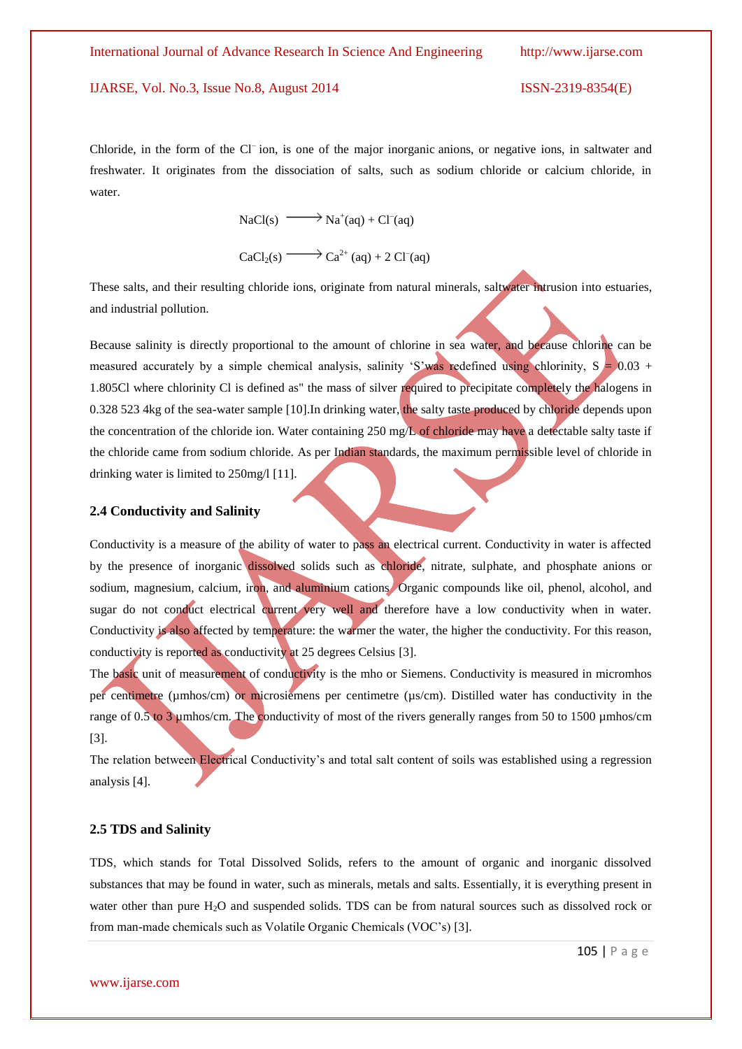Chloride, in the form of the $Cl^-$ ion, is one of the major inorganic anions, or negative ions, in saltwater and freshwater. It originates from the dissociation of salts, such as sodium chloride or calcium chloride, in water.

$$NaCl(s) \longrightarrow Na^+(aq) + Cl^-(aq)$$

$$CaCl_2(s) \longrightarrow Ca^{2+}(aq) + 2\,Cl^-(aq)$$

These salts, and their resulting chloride ions, originate from natural minerals, saltwater intrusion into estuaries, and industrial pollution.

Because salinity is directly proportional to the amount of chlorine in sea water, and because chlorine can be measured accurately by a simple chemical analysis, salinity 'S'was redefined using chlorinity, $S = 0.03 + 1.805Cl$ where chlorinity Cl is defined as" the mass of silver required to precipitate completely the halogens in 0.328 523 4kg of the sea-water sample [10].In drinking water, the salty taste produced by chloride depends upon the concentration of the chloride ion. Water containing 250 mg/L of chloride may have a detectable salty taste if the chloride came from sodium chloride. As per Indian standards, the maximum permissible level of chloride in drinking water is limited to 250mg/l [11].

### 2.4 Conductivity and Salinity

Conductivity is a measure of the ability of water to pass an electrical current. Conductivity in water is affected by the presence of inorganic dissolved solids such as chloride, nitrate, sulphate, and phosphate anions or sodium, magnesium, calcium, iron, and aluminium cations. Organic compounds like oil, phenol, alcohol, and sugar do not conduct electrical current very well and therefore have a low conductivity when in water. Conductivity is also affected by temperature: the warmer the water, the higher the conductivity. For this reason, conductivity is reported as conductivity at 25 degrees Celsius [3].

The basic unit of measurement of conductivity is the mho or Siemens. Conductivity is measured in micromhos per centimetre (µmhos/cm) or microsiemens per centimetre (µs/cm). Distilled water has conductivity in the range of 0.5 to 3 µmhos/cm. The conductivity of most of the rivers generally ranges from 50 to 1500 µmhos/cm [3].

The relation between Electrical Conductivity's and total salt content of soils was established using a regression analysis [4].

### 2.5 TDS and Salinity

TDS, which stands for Total Dissolved Solids, refers to the amount of organic and inorganic dissolved substances that may be found in water, such as minerals, metals and salts. Essentially, it is everything present in water other than pure $H_2O$ and suspended solids. TDS can be from natural sources such as dissolved rock or from man-made chemicals such as Volatile Organic Chemicals (VOC's) [3].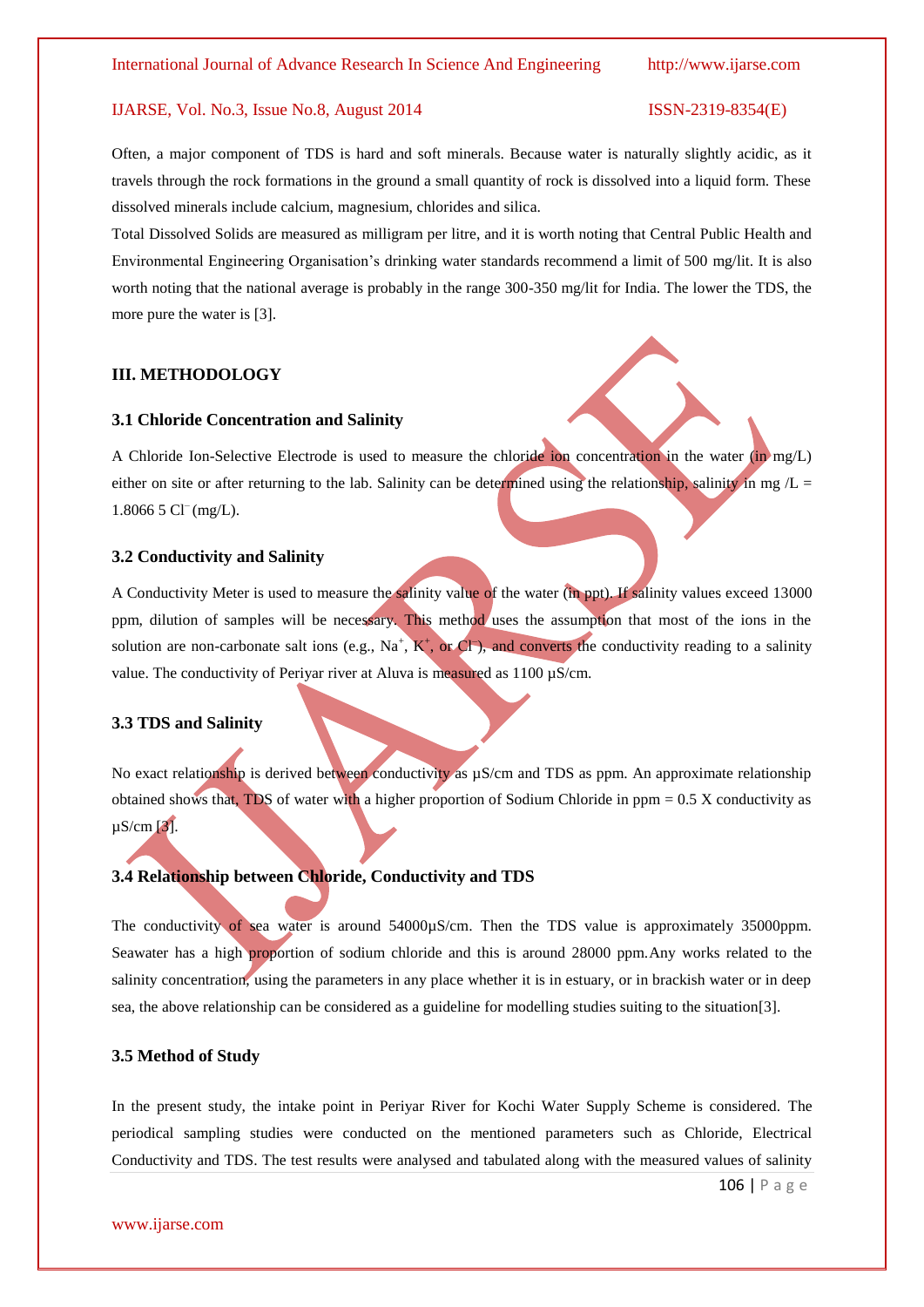Often, a major component of TDS is hard and soft minerals. Because water is naturally slightly acidic, as it travels through the rock formations in the ground a small quantity of rock is dissolved into a liquid form. These dissolved minerals include calcium, magnesium, chlorides and silica.

Total Dissolved Solids are measured as milligram per litre, and it is worth noting that Central Public Health and Environmental Engineering Organisation's drinking water standards recommend a limit of 500 mg/lit. It is also worth noting that the national average is probably in the range 300-350 mg/lit for India. The lower the TDS, the more pure the water is [3].

## III. METHODOLOGY

### 3.1 Chloride Concentration and Salinity

A Chloride Ion-Selective Electrode is used to measure the chloride ion concentration in the water (in mg/L) either on site or after returning to the lab. Salinity can be determined using the relationship, salinity in mg /L = 1.8066 5 $Cl^-$ (mg/L).

### 3.2 Conductivity and Salinity

A Conductivity Meter is used to measure the salinity value of the water (in ppt). If salinity values exceed 13000 ppm, dilution of samples will be necessary. This method uses the assumption that most of the ions in the solution are non-carbonate salt ions (e.g., $Na^+$, $K^+$, or $Cl^-$), and converts the conductivity reading to a salinity value. The conductivity of Periyar river at Aluva is measured as 1100 µS/cm.

### 3.3 TDS and Salinity

No exact relationship is derived between conductivity as µS/cm and TDS as ppm. An approximate relationship obtained shows that, TDS of water with a higher proportion of Sodium Chloride in ppm = 0.5 X conductivity as µS/cm [3].

### 3.4 Relationship between Chloride, Conductivity and TDS

The conductivity of sea water is around 54000µS/cm. Then the TDS value is approximately 35000ppm. Seawater has a high proportion of sodium chloride and this is around 28000 ppm. Any works related to the salinity concentration, using the parameters in any place whether it is in estuary, or in brackish water or in deep sea, the above relationship can be considered as a guideline for modelling studies suiting to the situation[3].

### 3.5 Method of Study

In the present study, the intake point in Periyar River for Kochi Water Supply Scheme is considered. The periodical sampling studies were conducted on the mentioned parameters such as Chloride, Electrical Conductivity and TDS. The test results were analysed and tabulated along with the measured values of salinity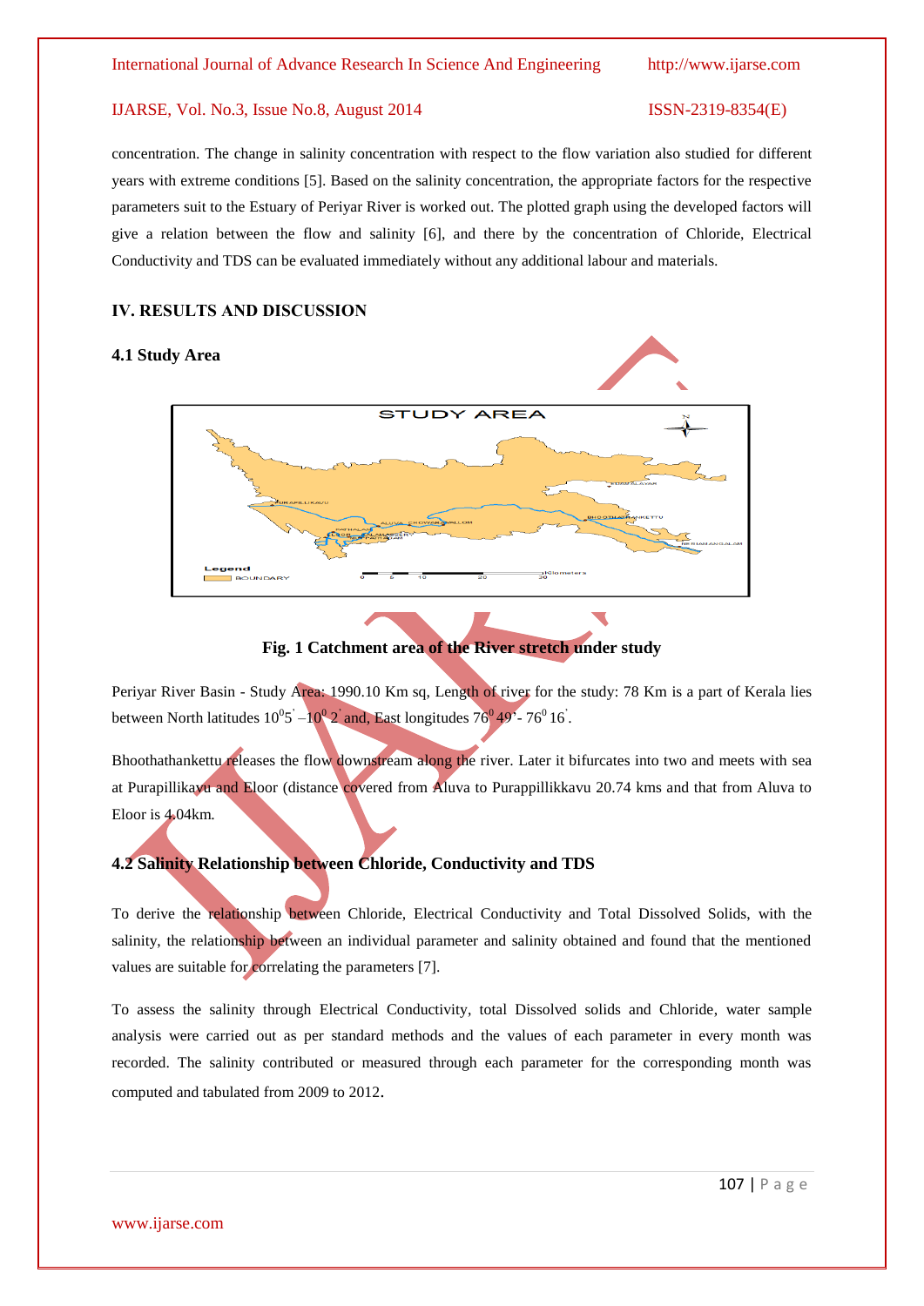concentration. The change in salinity concentration with respect to the flow variation also studied for different years with extreme conditions [5]. Based on the salinity concentration, the appropriate factors for the respective parameters suit to the Estuary of Periyar River is worked out. The plotted graph using the developed factors will give a relation between the flow and salinity [6], and there by the concentration of Chloride, Electrical Conductivity and TDS can be evaluated immediately without any additional labour and materials.

## IV. RESULTS AND DISCUSSION

### 4.1 Study Area

**Fig. 1 Catchment area of the River stretch under study**

Periyar River Basin - Study Area: 1990.10 Km sq, Length of river for the study: 78 Km is a part of Kerala lies between North latitudes $10^0 5^{'} – 10^0 2^{'}$ and, East longitudes $76^0 49^{'}$- $76^0 16^{'}$.

Bhoothathankettu releases the flow downstream along the river. Later it bifurcates into two and meets with sea at Purapillikavu and Eloor (distance covered from Aluva to Purappillikkavu 20.74 kms and that from Aluva to Eloor is 4.04km.

### 4.2 Salinity Relationship between Chloride, Conductivity and TDS

To derive the relationship between Chloride, Electrical Conductivity and Total Dissolved Solids, with the salinity, the relationship between an individual parameter and salinity obtained and found that the mentioned values are suitable for correlating the parameters [7].

To assess the salinity through Electrical Conductivity, total Dissolved solids and Chloride, water sample analysis were carried out as per standard methods and the values of each parameter in every month was recorded. The salinity contributed or measured through each parameter for the corresponding month was computed and tabulated from 2009 to 2012.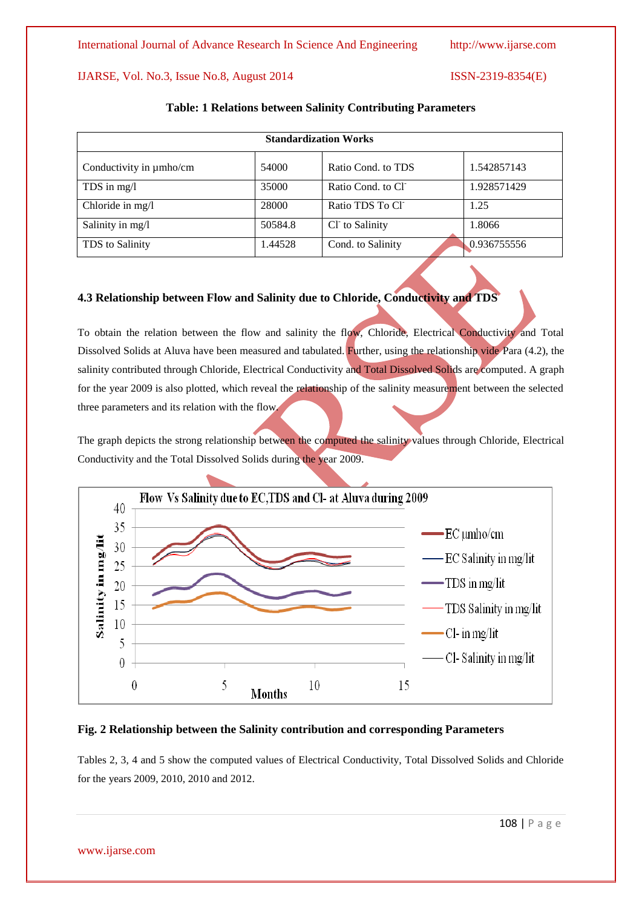**Table: 1 Relations between Salinity Contributing Parameters**

| Standardization Works | | | |
|---|---|---|---|
| Conductivity in µmho/cm | 54000 | Ratio Cond. to TDS | 1.542857143 |
| TDS in mg/l | 35000 | Ratio Cond. to $Cl^-$ | 1.928571429 |
| Chloride in mg/l | 28000 | Ratio TDS To $Cl^-$ | 1.25 |
| Salinity in mg/l | 50584.8 | $Cl^-$ to Salinity | 1.8066 |
| TDS to Salinity | 1.44528 | Cond. to Salinity | 0.936755556 |

### 4.3 Relationship between Flow and Salinity due to Chloride, Conductivity and TDS

To obtain the relation between the flow and salinity the flow, Chloride, Electrical Conductivity and Total Dissolved Solids at Aluva have been measured and tabulated. Further, using the relationship vide Para (4.2), the salinity contributed through Chloride, Electrical Conductivity and Total Dissolved Solids are computed. A graph for the year 2009 is also plotted, which reveal the relationship of the salinity measurement between the selected three parameters and its relation with the flow.

The graph depicts the strong relationship between the computed the salinity values through Chloride, Electrical Conductivity and the Total Dissolved Solids during the year 2009.

**Fig. 2 Relationship between the Salinity contribution and corresponding Parameters**

Tables 2, 3, 4 and 5 show the computed values of Electrical Conductivity, Total Dissolved Solids and Chloride for the years 2009, 2010, 2010 and 2012.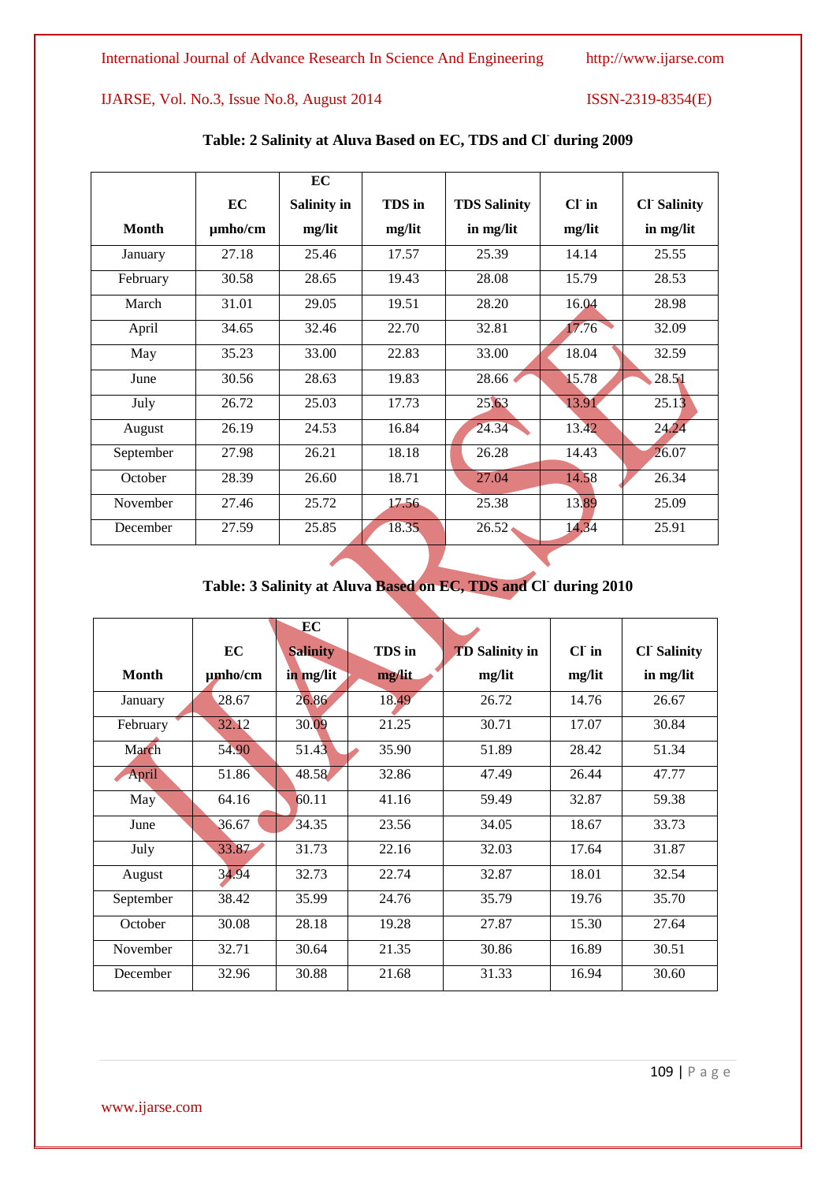**Table: 2 Salinity at Aluva Based on EC, TDS and $Cl^-$ during 2009**

| Month | EC µmho/cm | EC Salinity in mg/lit | TDS in mg/lit | TDS Salinity in mg/lit | $Cl^-$ in mg/lit | $Cl^-$ Salinity in mg/lit |
|---|---|---|---|---|---|---|
| January | 27.18 | 25.46 | 17.57 | 25.39 | 14.14 | 25.55 |
| February | 30.58 | 28.65 | 19.43 | 28.08 | 15.79 | 28.53 |
| March | 31.01 | 29.05 | 19.51 | 28.20 | 16.04 | 28.98 |
| April | 34.65 | 32.46 | 22.70 | 32.81 | 17.76 | 32.09 |
| May | 35.23 | 33.00 | 22.83 | 33.00 | 18.04 | 32.59 |
| June | 30.56 | 28.63 | 19.83 | 28.66 | 15.78 | 28.51 |
| July | 26.72 | 25.03 | 17.73 | 25.63 | 13.91 | 25.13 |
| August | 26.19 | 24.53 | 16.84 | 24.34 | 13.42 | 24.24 |
| September | 27.98 | 26.21 | 18.18 | 26.28 | 14.43 | 26.07 |
| October | 28.39 | 26.60 | 18.71 | 27.04 | 14.58 | 26.34 |
| November | 27.46 | 25.72 | 17.56 | 25.38 | 13.89 | 25.09 |
| December | 27.59 | 25.85 | 18.35 | 26.52 | 14.34 | 25.91 |

**Table: 3 Salinity at Aluva Based on EC, TDS and $Cl^-$ during 2010**

| Month | EC µmho/cm | EC Salinity in mg/lit | TDS in mg/lit | TD Salinity in mg/lit | $Cl^-$ in mg/lit | $Cl^-$ Salinity in mg/lit |
|---|---|---|---|---|---|---|
| January | 28.67 | 26.86 | 18.49 | 26.72 | 14.76 | 26.67 |
| February | 32.12 | 30.09 | 21.25 | 30.71 | 17.07 | 30.84 |
| March | 54.90 | 51.43 | 35.90 | 51.89 | 28.42 | 51.34 |
| April | 51.86 | 48.58 | 32.86 | 47.49 | 26.44 | 47.77 |
| May | 64.16 | 60.11 | 41.16 | 59.49 | 32.87 | 59.38 |
| June | 36.67 | 34.35 | 23.56 | 34.05 | 18.67 | 33.73 |
| July | 33.87 | 31.73 | 22.16 | 32.03 | 17.64 | 31.87 |
| August | 34.94 | 32.73 | 22.74 | 32.87 | 18.01 | 32.54 |
| September | 38.42 | 35.99 | 24.76 | 35.79 | 19.76 | 35.70 |
| October | 30.08 | 28.18 | 19.28 | 27.87 | 15.30 | 27.64 |
| November | 32.71 | 30.64 | 21.35 | 30.86 | 16.89 | 30.51 |
| December | 32.96 | 30.88 | 21.68 | 31.33 | 16.94 | 30.60 |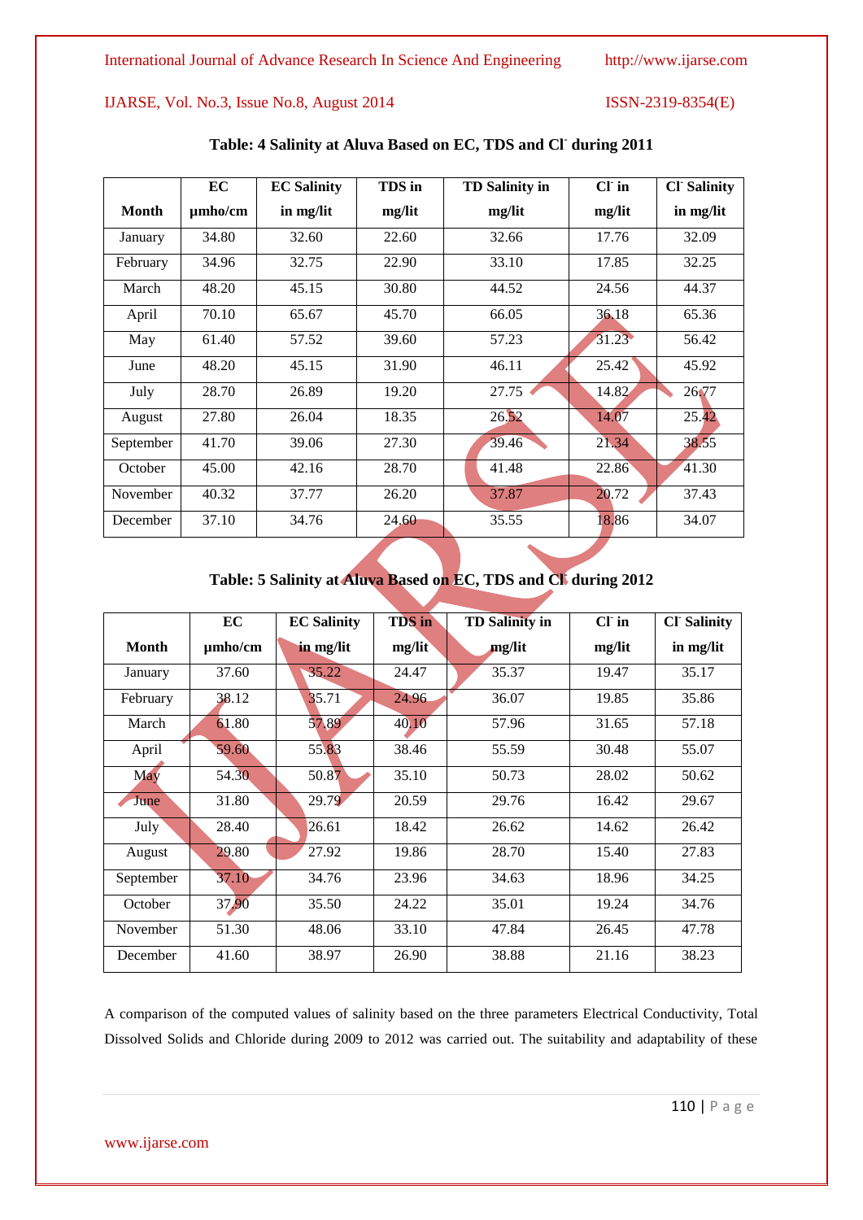**Table: 4 Salinity at Aluva Based on EC, TDS and $Cl^-$ during 2011**

| Month | EC µmho/cm | EC Salinity in mg/lit | TDS in mg/lit | TD Salinity in mg/lit | $Cl^-$ in mg/lit | $Cl^-$ Salinity in mg/lit |
|---|---|---|---|---|---|---|
| January | 34.80 | 32.60 | 22.60 | 32.66 | 17.76 | 32.09 |
| February | 34.96 | 32.75 | 22.90 | 33.10 | 17.85 | 32.25 |
| March | 48.20 | 45.15 | 30.80 | 44.52 | 24.56 | 44.37 |
| April | 70.10 | 65.67 | 45.70 | 66.05 | 36.18 | 65.36 |
| May | 61.40 | 57.52 | 39.60 | 57.23 | 31.23 | 56.42 |
| June | 48.20 | 45.15 | 31.90 | 46.11 | 25.42 | 45.92 |
| July | 28.70 | 26.89 | 19.20 | 27.75 | 14.82 | 26.77 |
| August | 27.80 | 26.04 | 18.35 | 26.52 | 14.07 | 25.42 |
| September | 41.70 | 39.06 | 27.30 | 39.46 | 21.34 | 38.55 |
| October | 45.00 | 42.16 | 28.70 | 41.48 | 22.86 | 41.30 |
| November | 40.32 | 37.77 | 26.20 | 37.87 | 20.72 | 37.43 |
| December | 37.10 | 34.76 | 24.60 | 35.55 | 18.86 | 34.07 |

**Table: 5 Salinity at Aluva Based on EC, TDS and $Cl^-$ during 2012**

| Month | EC µmho/cm | EC Salinity in mg/lit | TDS in mg/lit | TD Salinity in mg/lit | $Cl^-$ in mg/lit | $Cl^-$ Salinity in mg/lit |
|---|---|---|---|---|---|---|
| January | 37.60 | 35.22 | 24.47 | 35.37 | 19.47 | 35.17 |
| February | 38.12 | 35.71 | 24.96 | 36.07 | 19.85 | 35.86 |
| March | 61.80 | 57.89 | 40.10 | 57.96 | 31.65 | 57.18 |
| April | 59.60 | 55.83 | 38.46 | 55.59 | 30.48 | 55.07 |
| May | 54.30 | 50.87 | 35.10 | 50.73 | 28.02 | 50.62 |
| June | 31.80 | 29.79 | 20.59 | 29.76 | 16.42 | 29.67 |
| July | 28.40 | 26.61 | 18.42 | 26.62 | 14.62 | 26.42 |
| August | 29.80 | 27.92 | 19.86 | 28.70 | 15.40 | 27.83 |
| September | 37.10 | 34.76 | 23.96 | 34.63 | 18.96 | 34.25 |
| October | 37.90 | 35.50 | 24.22 | 35.01 | 19.24 | 34.76 |
| November | 51.30 | 48.06 | 33.10 | 47.84 | 26.45 | 47.78 |
| December | 41.60 | 38.97 | 26.90 | 38.88 | 21.16 | 38.23 |

A comparison of the computed values of salinity based on the three parameters Electrical Conductivity, Total Dissolved Solids and Chloride during 2009 to 2012 was carried out. The suitability and adaptability of these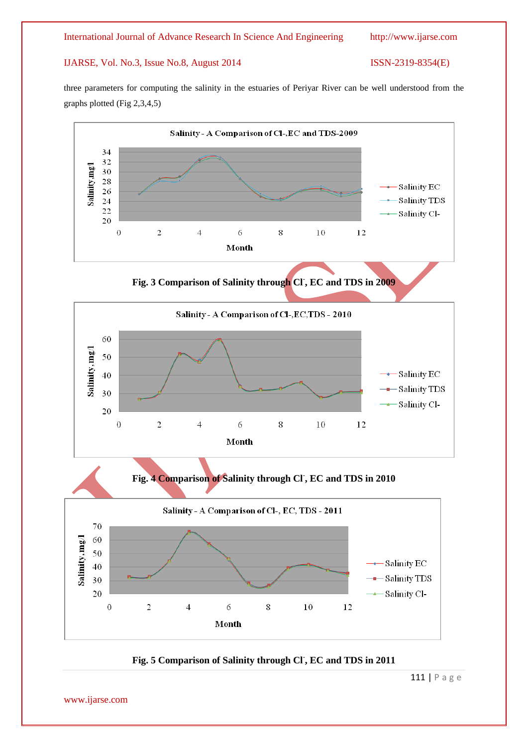three parameters for computing the salinity in the estuaries of Periyar River can be well understood from the graphs plotted (Fig 2,3,4,5)

Fig. 3 Comparison of Salinity through $Cl^-$, EC and TDS in 2009

Fig. 4 Comparison of Salinity through $Cl^-$, EC and TDS in 2010

Fig. 5 Comparison of Salinity through $Cl^-$, EC and TDS in 2011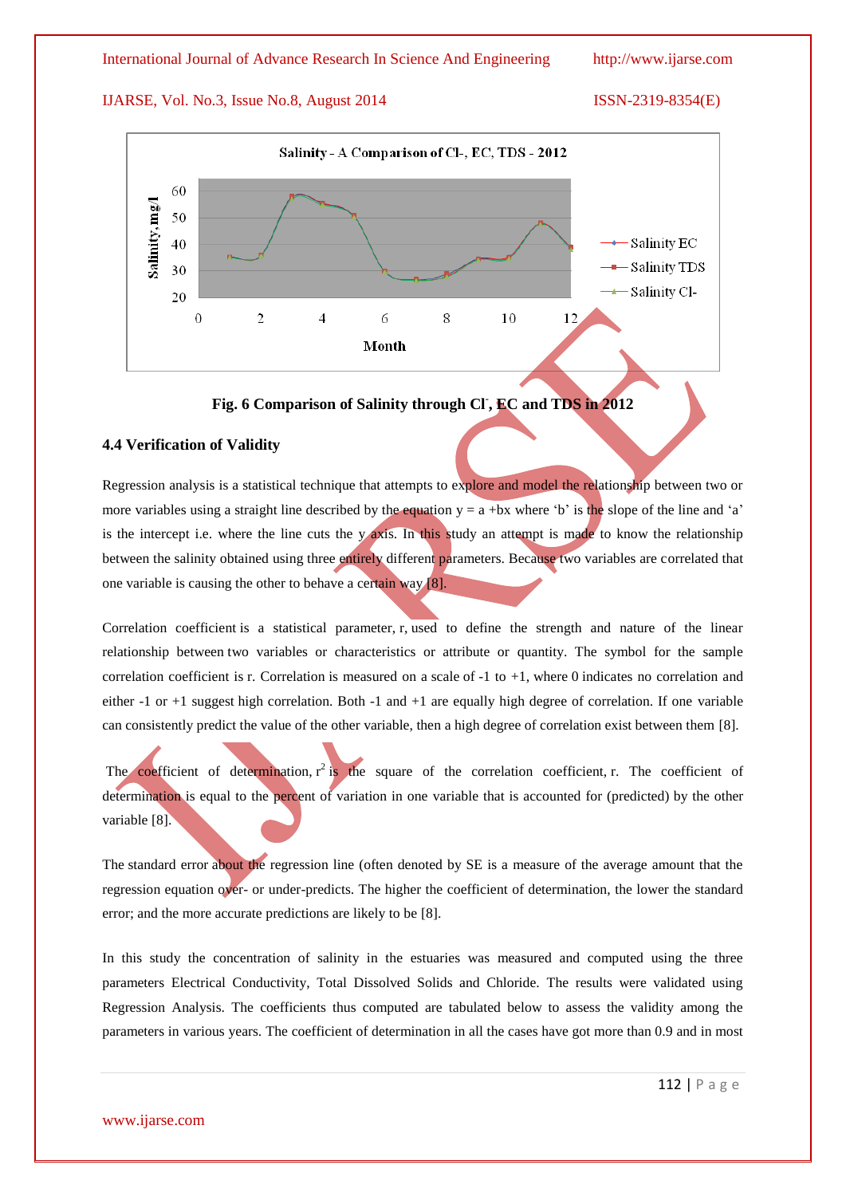Salinity - A Comparison of Cl-, EC, TDS - 2012

**Fig. 6 Comparison of Salinity through $Cl^-$, EC and TDS in 2012**

### 4.4 Verification of Validity

Regression analysis is a statistical technique that attempts to explore and model the relationship between two or more variables using a straight line described by the equation y = a +bx where 'b' is the slope of the line and 'a' is the intercept i.e. where the line cuts the y axis. In this study an attempt is made to know the relationship between the salinity obtained using three entirely different parameters. Because two variables are correlated that one variable is causing the other to behave a certain way [8].

Correlation coefficient is a statistical parameter, r, used to define the strength and nature of the linear relationship between two variables or characteristics or attribute or quantity. The symbol for the sample correlation coefficient is r. Correlation is measured on a scale of -1 to +1, where 0 indicates no correlation and either -1 or +1 suggest high correlation. Both -1 and +1 are equally high degree of correlation. If one variable can consistently predict the value of the other variable, then a high degree of correlation exist between them [8].

The coefficient of determination, $r^2$ is the square of the correlation coefficient, r. The coefficient of determination is equal to the percent of variation in one variable that is accounted for (predicted) by the other variable [8].

The standard error about the regression line (often denoted by SE is a measure of the average amount that the regression equation over- or under-predicts. The higher the coefficient of determination, the lower the standard error; and the more accurate predictions are likely to be [8].

In this study the concentration of salinity in the estuaries was measured and computed using the three parameters Electrical Conductivity, Total Dissolved Solids and Chloride. The results were validated using Regression Analysis. The coefficients thus computed are tabulated below to assess the validity among the parameters in various years. The coefficient of determination in all the cases have got more than 0.9 and in most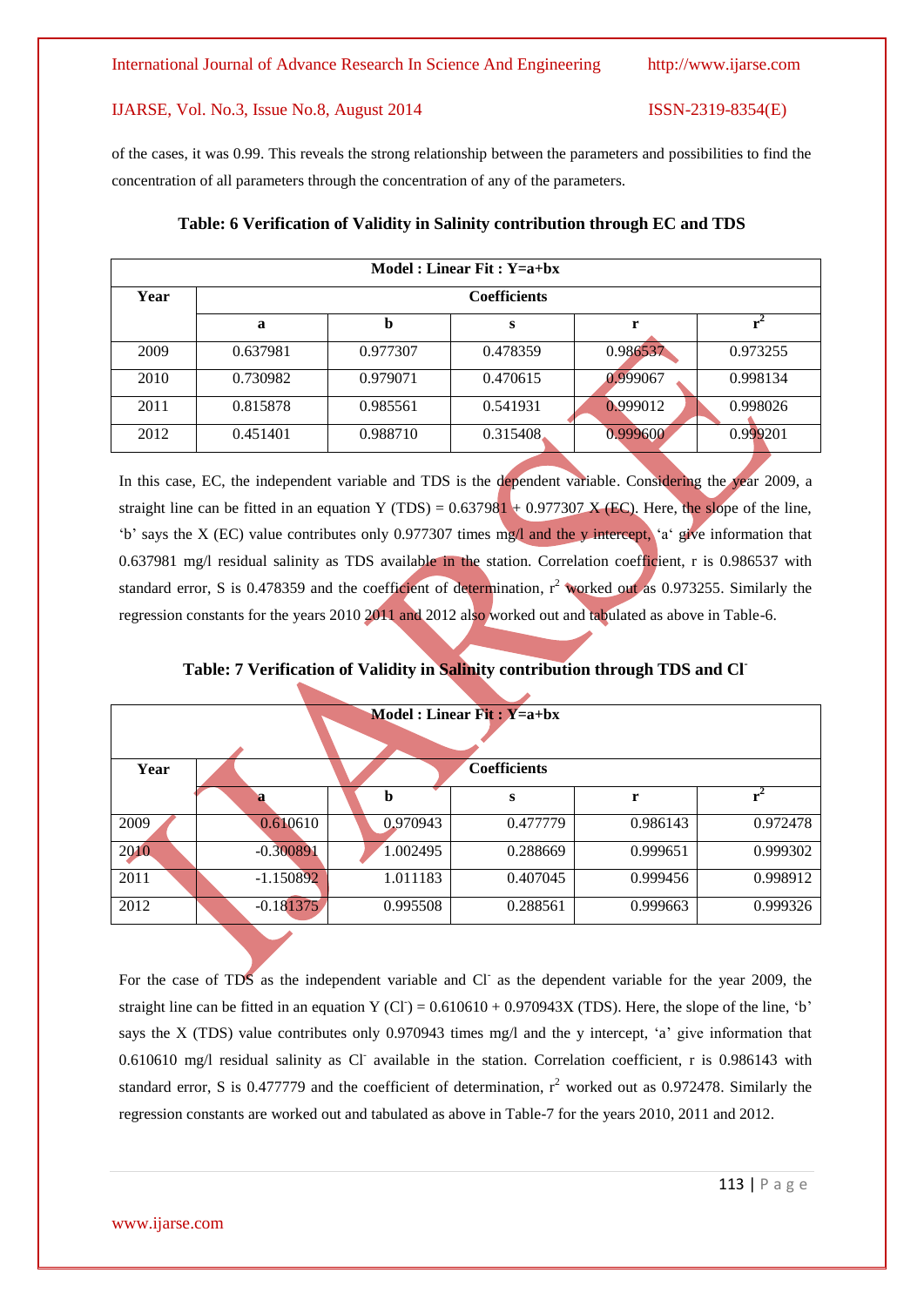of the cases, it was 0.99. This reveals the strong relationship between the parameters and possibilities to find the concentration of all parameters through the concentration of any of the parameters.

**Table: 6 Verification of Validity in Salinity contribution through EC and TDS**

| Model : Linear Fit : Y=a+bx | | | | | |
|---|---|---|---|---|---|
| **Year** | **Coefficients** | | | | |
| | **a** | **b** | **s** | **r** | **$r^2$** |
| 2009 | 0.637981 | 0.977307 | 0.478359 | 0.986537 | 0.973255 |
| 2010 | 0.730982 | 0.979071 | 0.470615 | 0.999067 | 0.998134 |
| 2011 | 0.815878 | 0.985561 | 0.541931 | 0.999012 | 0.998026 |
| 2012 | 0.451401 | 0.988710 | 0.315408 | 0.999600 | 0.999201 |

In this case, EC, the independent variable and TDS is the dependent variable. Considering the year 2009, a straight line can be fitted in an equation Y (TDS) = 0.637981 + 0.977307 X (EC). Here, the slope of the line, 'b' says the X (EC) value contributes only 0.977307 times mg/l and the y intercept, 'a' give information that 0.637981 mg/l residual salinity as TDS available in the station. Correlation coefficient, r is 0.986537 with standard error, S is 0.478359 and the coefficient of determination, $r^2$ worked out as 0.973255. Similarly the regression constants for the years 2010 2011 and 2012 also worked out and tabulated as above in Table-6.

**Table: 7 Verification of Validity in Salinity contribution through TDS and $Cl^-$**

| Model : Linear Fit : Y=a+bx | | | | | |
|---|---|---|---|---|---|
| **Year** | **Coefficients** | | | | |
| | **a** | **b** | **s** | **r** | **$r^2$** |
| 2009 | 0.610610 | 0.970943 | 0.477779 | 0.986143 | 0.972478 |
| 2010 | -0.300891 | 1.002495 | 0.288669 | 0.999651 | 0.999302 |
| 2011 | -1.150892 | 1.011183 | 0.407045 | 0.999456 | 0.998912 |
| 2012 | -0.181375 | 0.995508 | 0.288561 | 0.999663 | 0.999326 |

For the case of TDS as the independent variable and $Cl^-$ as the dependent variable for the year 2009, the straight line can be fitted in an equation Y ($Cl^-$) = 0.610610 + 0.970943X (TDS). Here, the slope of the line, 'b' says the X (TDS) value contributes only 0.970943 times mg/l and the y intercept, 'a' give information that 0.610610 mg/l residual salinity as $Cl^-$ available in the station. Correlation coefficient, r is 0.986143 with standard error, S is 0.477779 and the coefficient of determination, $r^2$ worked out as 0.972478. Similarly the regression constants are worked out and tabulated as above in Table-7 for the years 2010, 2011 and 2012.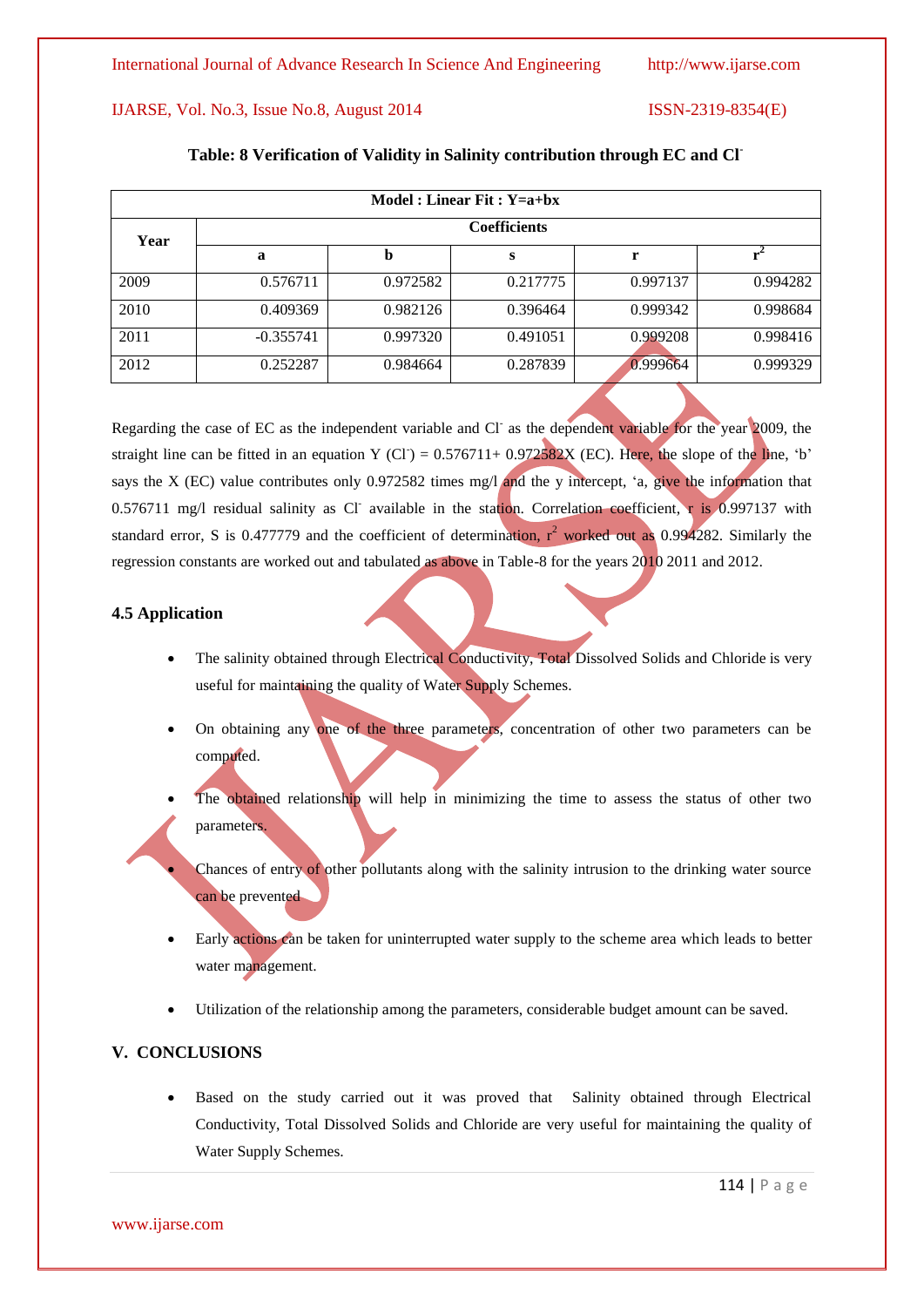**Table: 8 Verification of Validity in Salinity contribution through EC and $Cl^-$**

| Model : Linear Fit : Y=a+bx | | | | | |
|---|---|---|---|---|---|
| Year | Coefficients | | | | |
| | a | b | s | r | $r^2$ |
| 2009 | 0.576711 | 0.972582 | 0.217775 | 0.997137 | 0.994282 |
| 2010 | 0.409369 | 0.982126 | 0.396464 | 0.999342 | 0.998684 |
| 2011 | -0.355741 | 0.997320 | 0.491051 | 0.999208 | 0.998416 |
| 2012 | 0.252287 | 0.984664 | 0.287839 | 0.999664 | 0.999329 |

Regarding the case of EC as the independent variable and $Cl^-$ as the dependent variable for the year 2009, the straight line can be fitted in an equation Y ($Cl^-$) = 0.576711+ 0.972582X (EC). Here, the slope of the line, 'b' says the X (EC) value contributes only 0.972582 times mg/l and the y intercept, 'a, give the information that 0.576711 mg/l residual salinity as $Cl^-$ available in the station. Correlation coefficient, r is 0.997137 with standard error, S is 0.477779 and the coefficient of determination, $r^2$ worked out as 0.994282. Similarly the regression constants are worked out and tabulated as above in Table-8 for the years 2010 2011 and 2012.

### 4.5 Application

- The salinity obtained through Electrical Conductivity, Total Dissolved Solids and Chloride is very useful for maintaining the quality of Water Supply Schemes.
- On obtaining any one of the three parameters, concentration of other two parameters can be computed.
- The obtained relationship will help in minimizing the time to assess the status of other two parameters.
- Chances of entry of other pollutants along with the salinity intrusion to the drinking water source can be prevented
- Early actions can be taken for uninterrupted water supply to the scheme area which leads to better water management.
- Utilization of the relationship among the parameters, considerable budget amount can be saved.

## V. CONCLUSIONS

- Based on the study carried out it was proved that Salinity obtained through Electrical Conductivity, Total Dissolved Solids and Chloride are very useful for maintaining the quality of Water Supply Schemes.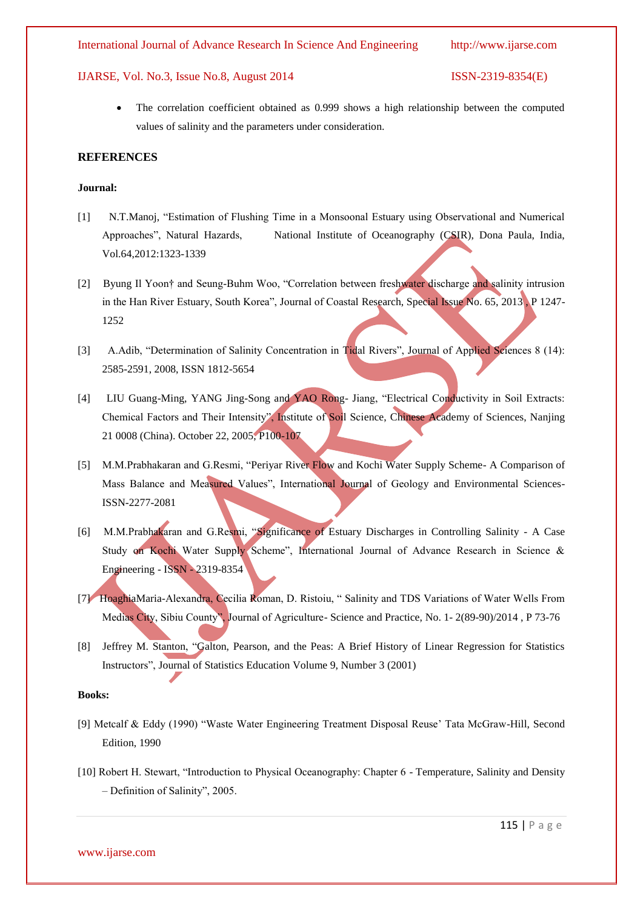- The correlation coefficient obtained as 0.999 shows a high relationship between the computed values of salinity and the parameters under consideration.

**REFERENCES**

**Journal:**

[1] N.T.Manoj, "Estimation of Flushing Time in a Monsoonal Estuary using Observational and Numerical Approaches", Natural Hazards, National Institute of Oceanography (CSIR), Dona Paula, India, Vol.64,2012:1323-1339

[2] Byung Il Yoon† and Seung-Buhm Woo, "Correlation between freshwater discharge and salinity intrusion in the Han River Estuary, South Korea", Journal of Coastal Research, Special Issue No. 65, 2013 , P 1247-1252

[3] A.Adib, "Determination of Salinity Concentration in Tidal Rivers", Journal of Applied Sciences 8 (14): 2585-2591, 2008, ISSN 1812-5654

[4] LIU Guang-Ming, YANG Jing-Song and YAO Rong- Jiang, "Electrical Conductivity in Soil Extracts: Chemical Factors and Their Intensity", Institute of Soil Science, Chinese Academy of Sciences, Nanjing 21 0008 (China). October 22, 2005, P100-107

[5] M.M.Prabhakaran and G.Resmi, "Periyar River Flow and Kochi Water Supply Scheme- A Comparison of Mass Balance and Measured Values", International Journal of Geology and Environmental Sciences- ISSN-2277-2081

[6] M.M.Prabhakaran and G.Resmi, "Significance of Estuary Discharges in Controlling Salinity - A Case Study on Kochi Water Supply Scheme", International Journal of Advance Research in Science & Engineering - ISSN - 2319-8354

[7] HoaghiaMaria-Alexandra, Cecilia Roman, D. Ristoiu, " Salinity and TDS Variations of Water Wells From Medias City, Sibiu County", Journal of Agriculture- Science and Practice, No. 1- 2(89-90)/2014 , P 73-76

[8] Jeffrey M. Stanton, "Galton, Pearson, and the Peas: A Brief History of Linear Regression for Statistics Instructors", Journal of Statistics Education Volume 9, Number 3 (2001)

**Books:**

[9] Metcalf & Eddy (1990) "Waste Water Engineering Treatment Disposal Reuse' Tata McGraw-Hill, Second Edition, 1990

[10] Robert H. Stewart, "Introduction to Physical Oceanography: Chapter 6 - Temperature, Salinity and Density – Definition of Salinity", 2005.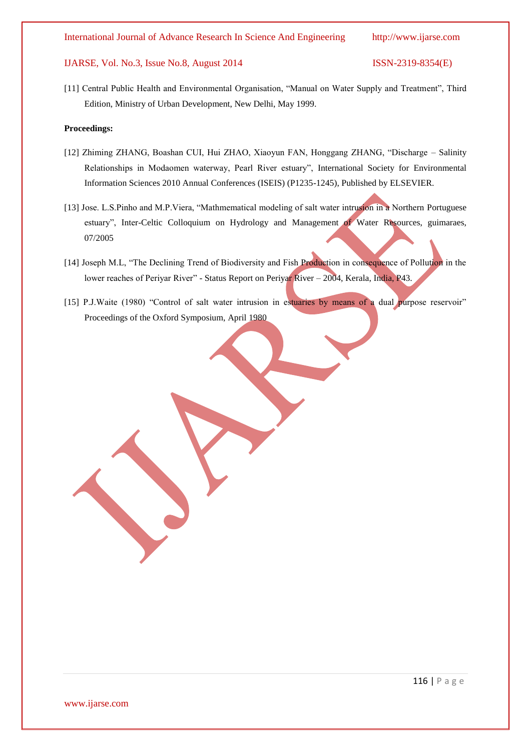[11] Central Public Health and Environmental Organisation, "Manual on Water Supply and Treatment", Third Edition, Ministry of Urban Development, New Delhi, May 1999.

**Proceedings:**

[12] Zhiming ZHANG, Boashan CUI, Hui ZHAO, Xiaoyun FAN, Honggang ZHANG, "Discharge – Salinity Relationships in Modaomen waterway, Pearl River estuary", International Society for Environmental Information Sciences 2010 Annual Conferences (ISEIS) (P1235-1245), Published by ELSEVIER.

[13] Jose. L.S.Pinho and M.P.Viera, "Mathmematical modeling of salt water intrusion in a Northern Portuguese estuary", Inter-Celtic Colloquium on Hydrology and Management of Water Resources, guimaraes, 07/2005

[14] Joseph M.L, "The Declining Trend of Biodiversity and Fish Production in consequence of Pollution in the lower reaches of Periyar River" - Status Report on Periyar River – 2004, Kerala, India, P43.

[15] P.J.Waite (1980) "Control of salt water intrusion in estuaries by means of a dual purpose reservoir" Proceedings of the Oxford Symposium, April 1980